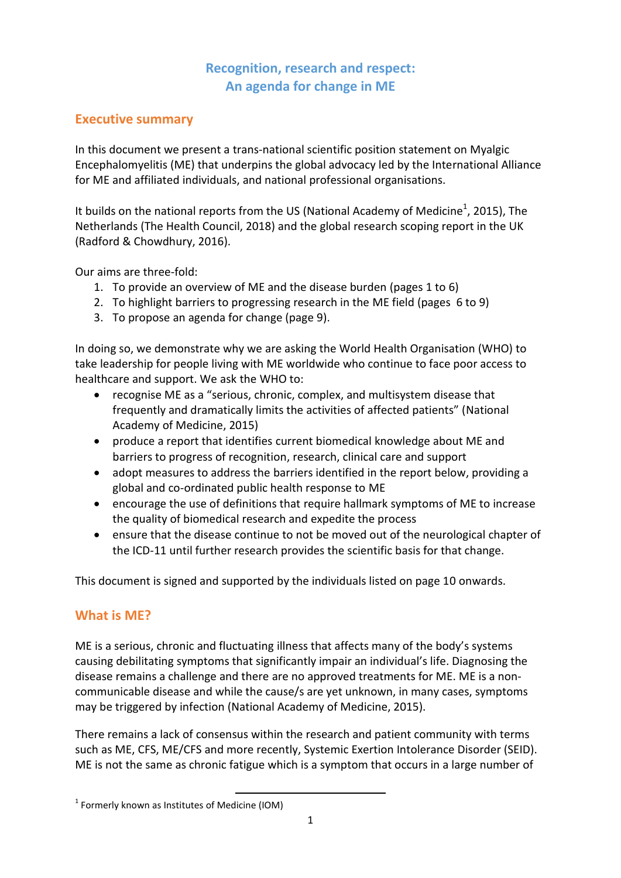# Recognition, research and respect: An agenda for change in ME

## Executive summary

In this document we present a trans-national scientific position statement on Myalgic Encephalomyelitis (ME) that underpins the global advocacy led by the International Alliance for ME and affiliated individuals, and national professional organisations.

It builds on the national reports from the US (National Academy of Medicine[1], 2015), The Netherlands (The Health Council, 2018) and the global research scoping report in the UK (Radford & Chowdhury, 2016).

Our aims are three-fold:

1. To provide an overview of ME and the disease burden (pages 1 to 6)
2. To highlight barriers to progressing research in the ME field (pages 6 to 9)
3. To propose an agenda for change (page 9).

In doing so, we demonstrate why we are asking the World Health Organisation (WHO) to take leadership for people living with ME worldwide who continue to face poor access to healthcare and support. We ask the WHO to:

- recognise ME as a "serious, chronic, complex, and multisystem disease that frequently and dramatically limits the activities of affected patients" (National Academy of Medicine, 2015)
- produce a report that identifies current biomedical knowledge about ME and barriers to progress of recognition, research, clinical care and support
- adopt measures to address the barriers identified in the report below, providing a global and co-ordinated public health response to ME
- encourage the use of definitions that require hallmark symptoms of ME to increase the quality of biomedical research and expedite the process
- ensure that the disease continue to not be moved out of the neurological chapter of the ICD-11 until further research provides the scientific basis for that change.

This document is signed and supported by the individuals listed on page 10 onwards.

## What is ME?

ME is a serious, chronic and fluctuating illness that affects many of the body's systems causing debilitating symptoms that significantly impair an individual's life. Diagnosing the disease remains a challenge and there are no approved treatments for ME. ME is a non-communicable disease and while the cause/s are yet unknown, in many cases, symptoms may be triggered by infection (National Academy of Medicine, 2015).

There remains a lack of consensus within the research and patient community with terms such as ME, CFS, ME/CFS and more recently, Systemic Exertion Intolerance Disorder (SEID). ME is not the same as chronic fatigue which is a symptom that occurs in a large number of

[1] Formerly known as Institutes of Medicine (IOM)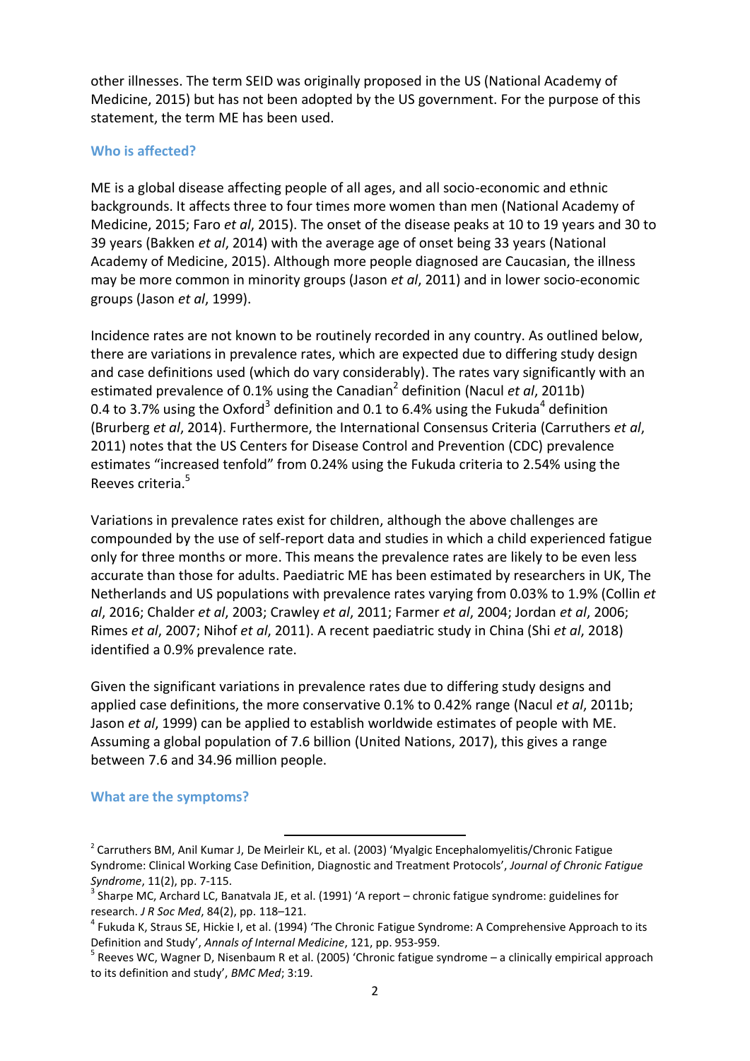other illnesses. The term SEID was originally proposed in the US (National Academy of Medicine, 2015) but has not been adopted by the US government. For the purpose of this statement, the term ME has been used.

### Who is affected?

ME is a global disease affecting people of all ages, and all socio-economic and ethnic backgrounds. It affects three to four times more women than men (National Academy of Medicine, 2015; Faro *et al*, 2015). The onset of the disease peaks at 10 to 19 years and 30 to 39 years (Bakken *et al*, 2014) with the average age of onset being 33 years (National Academy of Medicine, 2015). Although more people diagnosed are Caucasian, the illness may be more common in minority groups (Jason *et al*, 2011) and in lower socio-economic groups (Jason *et al*, 1999).

Incidence rates are not known to be routinely recorded in any country. As outlined below, there are variations in prevalence rates, which are expected due to differing study design and case definitions used (which do vary considerably). The rates vary significantly with an estimated prevalence of 0.1% using the Canadian[2] definition (Nacul *et al*, 2011b) 0.4 to 3.7% using the Oxford[3] definition and 0.1 to 6.4% using the Fukuda[4] definition (Brurberg *et al*, 2014). Furthermore, the International Consensus Criteria (Carruthers *et al*, 2011) notes that the US Centers for Disease Control and Prevention (CDC) prevalence estimates "increased tenfold" from 0.24% using the Fukuda criteria to 2.54% using the Reeves criteria.[5]

Variations in prevalence rates exist for children, although the above challenges are compounded by the use of self-report data and studies in which a child experienced fatigue only for three months or more. This means the prevalence rates are likely to be even less accurate than those for adults. Paediatric ME has been estimated by researchers in UK, The Netherlands and US populations with prevalence rates varying from 0.03% to 1.9% (Collin *et al*, 2016; Chalder *et al*, 2003; Crawley *et al*, 2011; Farmer *et al*, 2004; Jordan *et al*, 2006; Rimes *et al*, 2007; Nihof *et al*, 2011). A recent paediatric study in China (Shi *et al*, 2018) identified a 0.9% prevalence rate.

Given the significant variations in prevalence rates due to differing study designs and applied case definitions, the more conservative 0.1% to 0.42% range (Nacul *et al*, 2011b; Jason *et al*, 1999) can be applied to establish worldwide estimates of people with ME. Assuming a global population of 7.6 billion (United Nations, 2017), this gives a range between 7.6 and 34.96 million people.

### What are the symptoms?

---

[2] Carruthers BM, Anil Kumar J, De Meirleir KL, et al. (2003) 'Myalgic Encephalomyelitis/Chronic Fatigue Syndrome: Clinical Working Case Definition, Diagnostic and Treatment Protocols', *Journal of Chronic Fatigue Syndrome*, 11(2), pp. 7-115.

[3] Sharpe MC, Archard LC, Banatvala JE, et al. (1991) 'A report – chronic fatigue syndrome: guidelines for research. *J R Soc Med*, 84(2), pp. 118–121.

[4] Fukuda K, Straus SE, Hickie I, et al. (1994) 'The Chronic Fatigue Syndrome: A Comprehensive Approach to its Definition and Study', *Annals of Internal Medicine*, 121, pp. 953-959.

[5] Reeves WC, Wagner D, Nisenbaum R et al. (2005) 'Chronic fatigue syndrome – a clinically empirical approach to its definition and study', *BMC Med*; 3:19.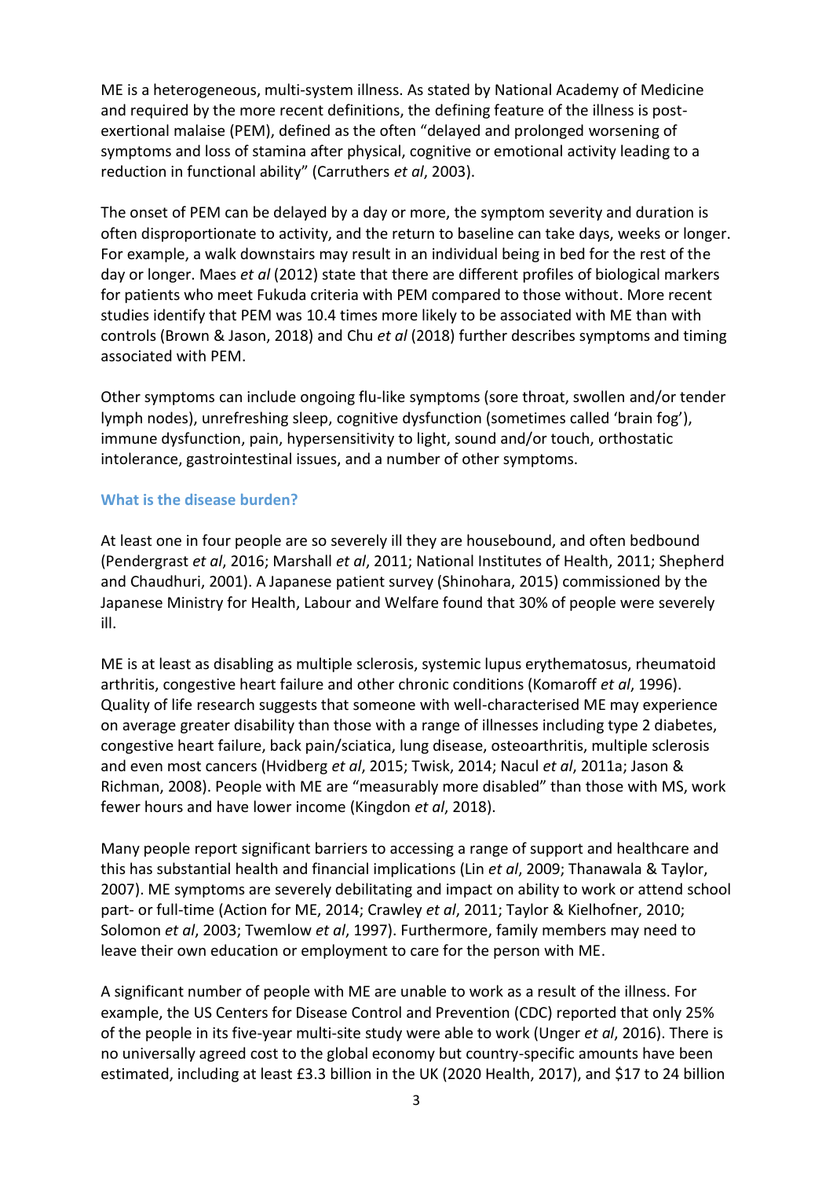ME is a heterogeneous, multi-system illness. As stated by National Academy of Medicine and required by the more recent definitions, the defining feature of the illness is post-exertional malaise (PEM), defined as the often "delayed and prolonged worsening of symptoms and loss of stamina after physical, cognitive or emotional activity leading to a reduction in functional ability" (Carruthers *et al*, 2003).

The onset of PEM can be delayed by a day or more, the symptom severity and duration is often disproportionate to activity, and the return to baseline can take days, weeks or longer. For example, a walk downstairs may result in an individual being in bed for the rest of the day or longer. Maes *et al* (2012) state that there are different profiles of biological markers for patients who meet Fukuda criteria with PEM compared to those without. More recent studies identify that PEM was 10.4 times more likely to be associated with ME than with controls (Brown & Jason, 2018) and Chu *et al* (2018) further describes symptoms and timing associated with PEM.

Other symptoms can include ongoing flu-like symptoms (sore throat, swollen and/or tender lymph nodes), unrefreshing sleep, cognitive dysfunction (sometimes called 'brain fog'), immune dysfunction, pain, hypersensitivity to light, sound and/or touch, orthostatic intolerance, gastrointestinal issues, and a number of other symptoms.

### What is the disease burden?

At least one in four people are so severely ill they are housebound, and often bedbound (Pendergrast *et al*, 2016; Marshall *et al*, 2011; National Institutes of Health, 2011; Shepherd and Chaudhuri, 2001). A Japanese patient survey (Shinohara, 2015) commissioned by the Japanese Ministry for Health, Labour and Welfare found that 30% of people were severely ill.

ME is at least as disabling as multiple sclerosis, systemic lupus erythematosus, rheumatoid arthritis, congestive heart failure and other chronic conditions (Komaroff *et al*, 1996). Quality of life research suggests that someone with well-characterised ME may experience on average greater disability than those with a range of illnesses including type 2 diabetes, congestive heart failure, back pain/sciatica, lung disease, osteoarthritis, multiple sclerosis and even most cancers (Hvidberg *et al*, 2015; Twisk, 2014; Nacul *et al*, 2011a; Jason & Richman, 2008). People with ME are "measurably more disabled" than those with MS, work fewer hours and have lower income (Kingdon *et al*, 2018).

Many people report significant barriers to accessing a range of support and healthcare and this has substantial health and financial implications (Lin *et al*, 2009; Thanawala & Taylor, 2007). ME symptoms are severely debilitating and impact on ability to work or attend school part- or full-time (Action for ME, 2014; Crawley *et al*, 2011; Taylor & Kielhofner, 2010; Solomon *et al*, 2003; Twemlow *et al*, 1997). Furthermore, family members may need to leave their own education or employment to care for the person with ME.

A significant number of people with ME are unable to work as a result of the illness. For example, the US Centers for Disease Control and Prevention (CDC) reported that only 25% of the people in its five-year multi-site study were able to work (Unger *et al*, 2016). There is no universally agreed cost to the global economy but country-specific amounts have been estimated, including at least £3.3 billion in the UK (2020 Health, 2017), and $17 to 24 billion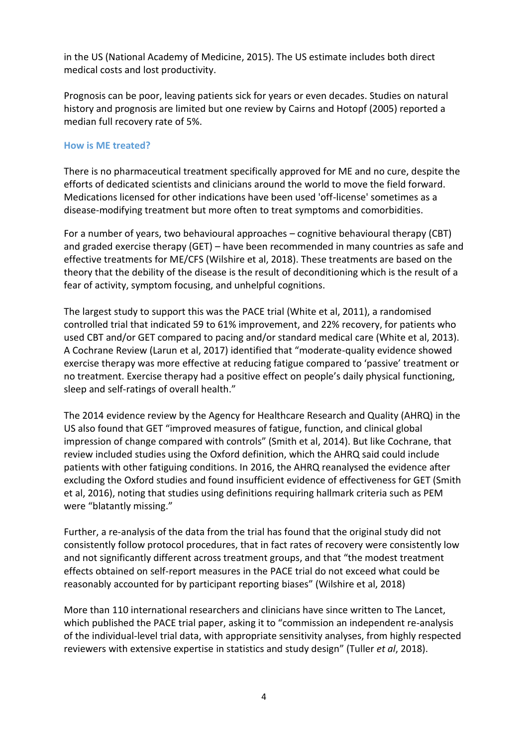in the US (National Academy of Medicine, 2015). The US estimate includes both direct medical costs and lost productivity.

Prognosis can be poor, leaving patients sick for years or even decades. Studies on natural history and prognosis are limited but one review by Cairns and Hotopf (2005) reported a median full recovery rate of 5%.

### How is ME treated?

There is no pharmaceutical treatment specifically approved for ME and no cure, despite the efforts of dedicated scientists and clinicians around the world to move the field forward. Medications licensed for other indications have been used 'off-license' sometimes as a disease-modifying treatment but more often to treat symptoms and comorbidities.

For a number of years, two behavioural approaches – cognitive behavioural therapy (CBT) and graded exercise therapy (GET) – have been recommended in many countries as safe and effective treatments for ME/CFS (Wilshire et al, 2018). These treatments are based on the theory that the debility of the disease is the result of deconditioning which is the result of a fear of activity, symptom focusing, and unhelpful cognitions.

The largest study to support this was the PACE trial (White et al, 2011), a randomised controlled trial that indicated 59 to 61% improvement, and 22% recovery, for patients who used CBT and/or GET compared to pacing and/or standard medical care (White et al, 2013). A Cochrane Review (Larun et al, 2017) identified that "moderate-quality evidence showed exercise therapy was more effective at reducing fatigue compared to 'passive' treatment or no treatment. Exercise therapy had a positive effect on people's daily physical functioning, sleep and self-ratings of overall health."

The 2014 evidence review by the Agency for Healthcare Research and Quality (AHRQ) in the US also found that GET "improved measures of fatigue, function, and clinical global impression of change compared with controls" (Smith et al, 2014). But like Cochrane, that review included studies using the Oxford definition, which the AHRQ said could include patients with other fatiguing conditions. In 2016, the AHRQ reanalysed the evidence after excluding the Oxford studies and found insufficient evidence of effectiveness for GET (Smith et al, 2016), noting that studies using definitions requiring hallmark criteria such as PEM were "blatantly missing."

Further, a re-analysis of the data from the trial has found that the original study did not consistently follow protocol procedures, that in fact rates of recovery were consistently low and not significantly different across treatment groups, and that "the modest treatment effects obtained on self-report measures in the PACE trial do not exceed what could be reasonably accounted for by participant reporting biases" (Wilshire et al, 2018)

More than 110 international researchers and clinicians have since written to The Lancet, which published the PACE trial paper, asking it to "commission an independent re-analysis of the individual-level trial data, with appropriate sensitivity analyses, from highly respected reviewers with extensive expertise in statistics and study design" (Tuller *et al*, 2018).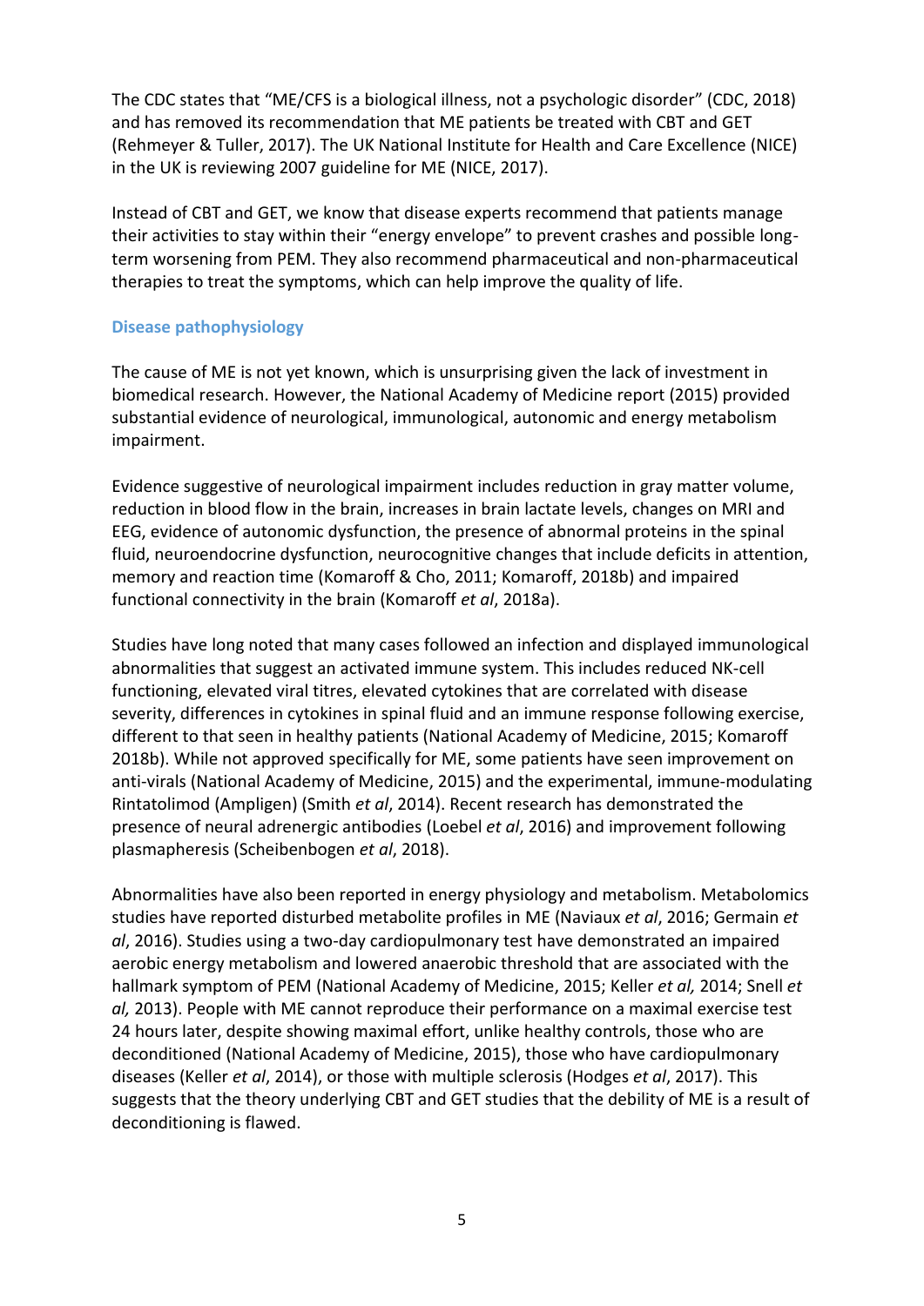The CDC states that "ME/CFS is a biological illness, not a psychologic disorder" (CDC, 2018) and has removed its recommendation that ME patients be treated with CBT and GET (Rehmeyer & Tuller, 2017). The UK National Institute for Health and Care Excellence (NICE) in the UK is reviewing 2007 guideline for ME (NICE, 2017).

Instead of CBT and GET, we know that disease experts recommend that patients manage their activities to stay within their "energy envelope" to prevent crashes and possible long-term worsening from PEM. They also recommend pharmaceutical and non-pharmaceutical therapies to treat the symptoms, which can help improve the quality of life.

### Disease pathophysiology

The cause of ME is not yet known, which is unsurprising given the lack of investment in biomedical research. However, the National Academy of Medicine report (2015) provided substantial evidence of neurological, immunological, autonomic and energy metabolism impairment.

Evidence suggestive of neurological impairment includes reduction in gray matter volume, reduction in blood flow in the brain, increases in brain lactate levels, changes on MRI and EEG, evidence of autonomic dysfunction, the presence of abnormal proteins in the spinal fluid, neuroendocrine dysfunction, neurocognitive changes that include deficits in attention, memory and reaction time (Komaroff & Cho, 2011; Komaroff, 2018b) and impaired functional connectivity in the brain (Komaroff *et al*, 2018a).

Studies have long noted that many cases followed an infection and displayed immunological abnormalities that suggest an activated immune system. This includes reduced NK-cell functioning, elevated viral titres, elevated cytokines that are correlated with disease severity, differences in cytokines in spinal fluid and an immune response following exercise, different to that seen in healthy patients (National Academy of Medicine, 2015; Komaroff 2018b). While not approved specifically for ME, some patients have seen improvement on anti-virals (National Academy of Medicine, 2015) and the experimental, immune-modulating Rintatolimod (Ampligen) (Smith *et al*, 2014). Recent research has demonstrated the presence of neural adrenergic antibodies (Loebel *et al*, 2016) and improvement following plasmapheresis (Scheibenbogen *et al*, 2018).

Abnormalities have also been reported in energy physiology and metabolism. Metabolomics studies have reported disturbed metabolite profiles in ME (Naviaux *et al*, 2016; Germain *et al*, 2016). Studies using a two-day cardiopulmonary test have demonstrated an impaired aerobic energy metabolism and lowered anaerobic threshold that are associated with the hallmark symptom of PEM (National Academy of Medicine, 2015; Keller *et al,* 2014; Snell *et al,* 2013). People with ME cannot reproduce their performance on a maximal exercise test 24 hours later, despite showing maximal effort, unlike healthy controls, those who are deconditioned (National Academy of Medicine, 2015), those who have cardiopulmonary diseases (Keller *et al*, 2014), or those with multiple sclerosis (Hodges *et al*, 2017). This suggests that the theory underlying CBT and GET studies that the debility of ME is a result of deconditioning is flawed.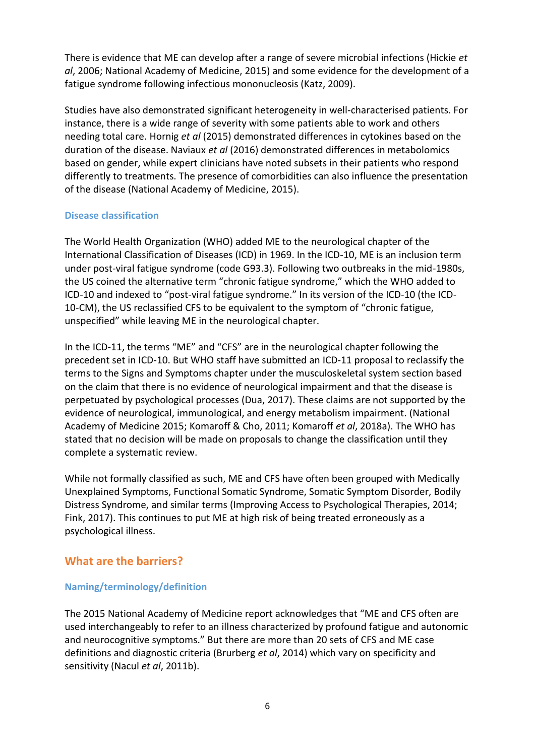There is evidence that ME can develop after a range of severe microbial infections (Hickie *et al*, 2006; National Academy of Medicine, 2015) and some evidence for the development of a fatigue syndrome following infectious mononucleosis (Katz, 2009).

Studies have also demonstrated significant heterogeneity in well-characterised patients. For instance, there is a wide range of severity with some patients able to work and others needing total care. Hornig *et al* (2015) demonstrated differences in cytokines based on the duration of the disease. Naviaux *et al* (2016) demonstrated differences in metabolomics based on gender, while expert clinicians have noted subsets in their patients who respond differently to treatments. The presence of comorbidities can also influence the presentation of the disease (National Academy of Medicine, 2015).

### Disease classification

The World Health Organization (WHO) added ME to the neurological chapter of the International Classification of Diseases (ICD) in 1969. In the ICD-10, ME is an inclusion term under post-viral fatigue syndrome (code G93.3). Following two outbreaks in the mid-1980s, the US coined the alternative term "chronic fatigue syndrome," which the WHO added to ICD-10 and indexed to "post-viral fatigue syndrome." In its version of the ICD-10 (the ICD-10-CM), the US reclassified CFS to be equivalent to the symptom of "chronic fatigue, unspecified" while leaving ME in the neurological chapter.

In the ICD-11, the terms "ME" and "CFS" are in the neurological chapter following the precedent set in ICD-10. But WHO staff have submitted an ICD-11 proposal to reclassify the terms to the Signs and Symptoms chapter under the musculoskeletal system section based on the claim that there is no evidence of neurological impairment and that the disease is perpetuated by psychological processes (Dua, 2017). These claims are not supported by the evidence of neurological, immunological, and energy metabolism impairment. (National Academy of Medicine 2015; Komaroff & Cho, 2011; Komaroff *et al*, 2018a). The WHO has stated that no decision will be made on proposals to change the classification until they complete a systematic review.

While not formally classified as such, ME and CFS have often been grouped with Medically Unexplained Symptoms, Functional Somatic Syndrome, Somatic Symptom Disorder, Bodily Distress Syndrome, and similar terms (Improving Access to Psychological Therapies, 2014; Fink, 2017). This continues to put ME at high risk of being treated erroneously as a psychological illness.

## What are the barriers?

### Naming/terminology/definition

The 2015 National Academy of Medicine report acknowledges that "ME and CFS often are used interchangeably to refer to an illness characterized by profound fatigue and autonomic and neurocognitive symptoms." But there are more than 20 sets of CFS and ME case definitions and diagnostic criteria (Brurberg *et al*, 2014) which vary on specificity and sensitivity (Nacul *et al*, 2011b).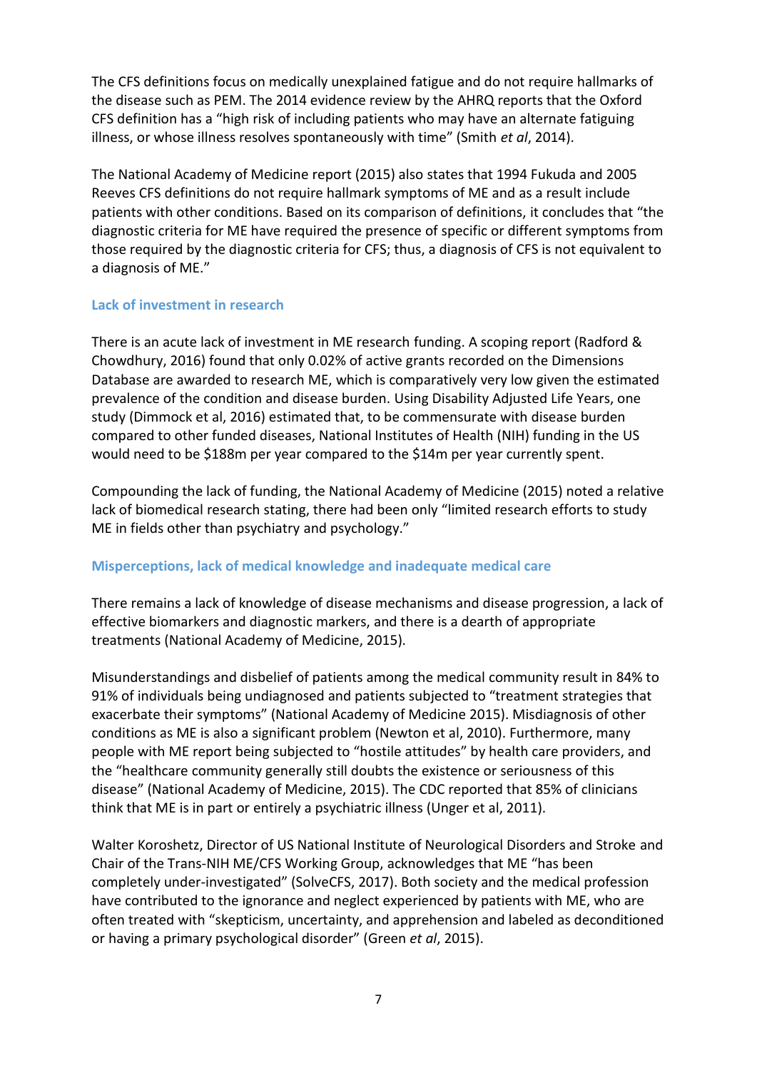The CFS definitions focus on medically unexplained fatigue and do not require hallmarks of the disease such as PEM. The 2014 evidence review by the AHRQ reports that the Oxford CFS definition has a "high risk of including patients who may have an alternate fatiguing illness, or whose illness resolves spontaneously with time" (Smith *et al*, 2014).

The National Academy of Medicine report (2015) also states that 1994 Fukuda and 2005 Reeves CFS definitions do not require hallmark symptoms of ME and as a result include patients with other conditions. Based on its comparison of definitions, it concludes that "the diagnostic criteria for ME have required the presence of specific or different symptoms from those required by the diagnostic criteria for CFS; thus, a diagnosis of CFS is not equivalent to a diagnosis of ME."

### Lack of investment in research

There is an acute lack of investment in ME research funding. A scoping report (Radford & Chowdhury, 2016) found that only 0.02% of active grants recorded on the Dimensions Database are awarded to research ME, which is comparatively very low given the estimated prevalence of the condition and disease burden. Using Disability Adjusted Life Years, one study (Dimmock et al, 2016) estimated that, to be commensurate with disease burden compared to other funded diseases, National Institutes of Health (NIH) funding in the US would need to be $188m per year compared to the $14m per year currently spent.

Compounding the lack of funding, the National Academy of Medicine (2015) noted a relative lack of biomedical research stating, there had been only "limited research efforts to study ME in fields other than psychiatry and psychology."

### Misperceptions, lack of medical knowledge and inadequate medical care

There remains a lack of knowledge of disease mechanisms and disease progression, a lack of effective biomarkers and diagnostic markers, and there is a dearth of appropriate treatments (National Academy of Medicine, 2015).

Misunderstandings and disbelief of patients among the medical community result in 84% to 91% of individuals being undiagnosed and patients subjected to "treatment strategies that exacerbate their symptoms" (National Academy of Medicine 2015). Misdiagnosis of other conditions as ME is also a significant problem (Newton et al, 2010). Furthermore, many people with ME report being subjected to "hostile attitudes" by health care providers, and the "healthcare community generally still doubts the existence or seriousness of this disease" (National Academy of Medicine, 2015). The CDC reported that 85% of clinicians think that ME is in part or entirely a psychiatric illness (Unger et al, 2011).

Walter Koroshetz, Director of US National Institute of Neurological Disorders and Stroke and Chair of the Trans-NIH ME/CFS Working Group, acknowledges that ME "has been completely under-investigated" (SolveCFS, 2017). Both society and the medical profession have contributed to the ignorance and neglect experienced by patients with ME, who are often treated with "skepticism, uncertainty, and apprehension and labeled as deconditioned or having a primary psychological disorder" (Green *et al*, 2015).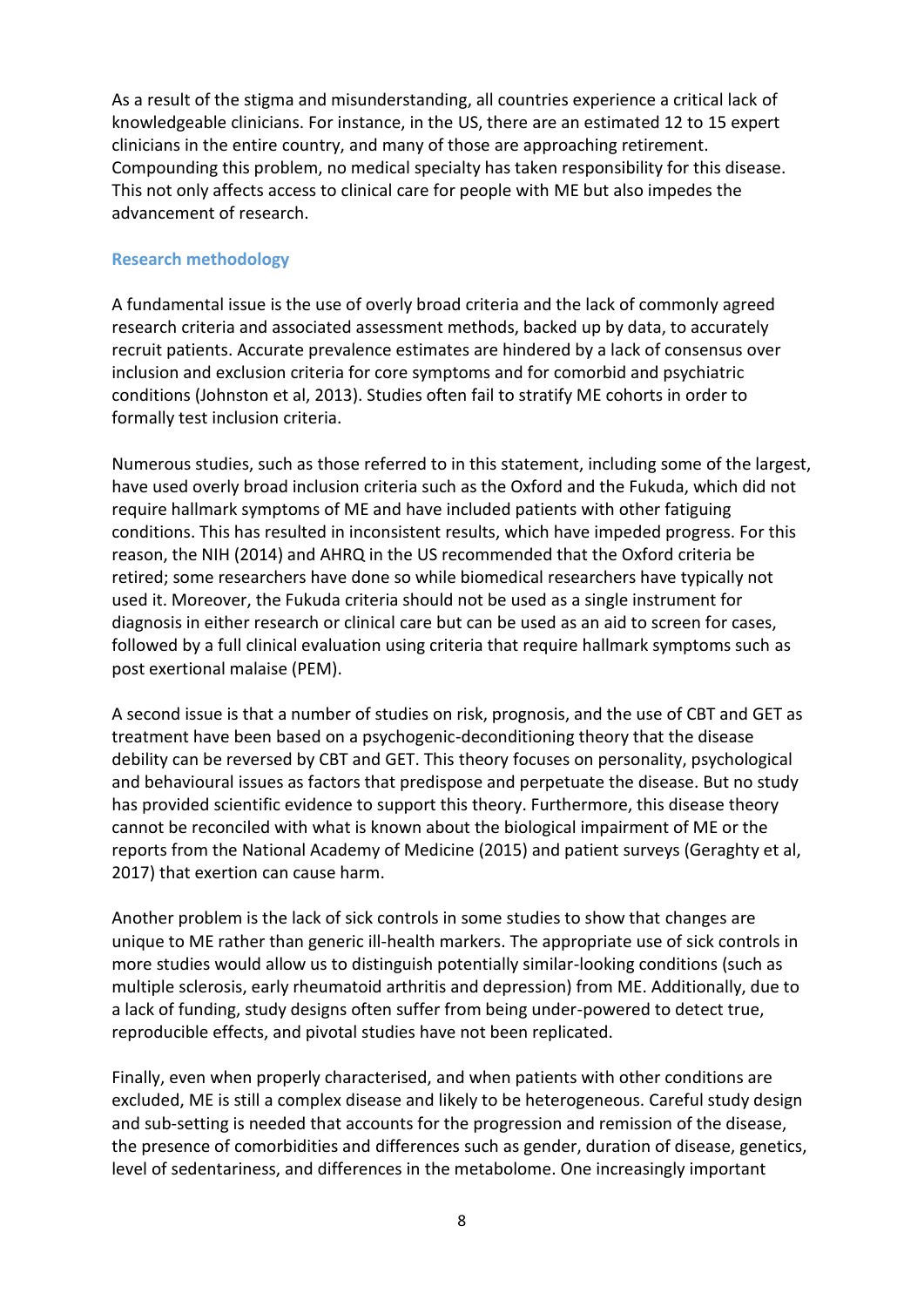As a result of the stigma and misunderstanding, all countries experience a critical lack of knowledgeable clinicians. For instance, in the US, there are an estimated 12 to 15 expert clinicians in the entire country, and many of those are approaching retirement. Compounding this problem, no medical specialty has taken responsibility for this disease. This not only affects access to clinical care for people with ME but also impedes the advancement of research.

### Research methodology

A fundamental issue is the use of overly broad criteria and the lack of commonly agreed research criteria and associated assessment methods, backed up by data, to accurately recruit patients. Accurate prevalence estimates are hindered by a lack of consensus over inclusion and exclusion criteria for core symptoms and for comorbid and psychiatric conditions (Johnston et al, 2013). Studies often fail to stratify ME cohorts in order to formally test inclusion criteria.

Numerous studies, such as those referred to in this statement, including some of the largest, have used overly broad inclusion criteria such as the Oxford and the Fukuda, which did not require hallmark symptoms of ME and have included patients with other fatiguing conditions. This has resulted in inconsistent results, which have impeded progress. For this reason, the NIH (2014) and AHRQ in the US recommended that the Oxford criteria be retired; some researchers have done so while biomedical researchers have typically not used it. Moreover, the Fukuda criteria should not be used as a single instrument for diagnosis in either research or clinical care but can be used as an aid to screen for cases, followed by a full clinical evaluation using criteria that require hallmark symptoms such as post exertional malaise (PEM).

A second issue is that a number of studies on risk, prognosis, and the use of CBT and GET as treatment have been based on a psychogenic-deconditioning theory that the disease debility can be reversed by CBT and GET. This theory focuses on personality, psychological and behavioural issues as factors that predispose and perpetuate the disease. But no study has provided scientific evidence to support this theory. Furthermore, this disease theory cannot be reconciled with what is known about the biological impairment of ME or the reports from the National Academy of Medicine (2015) and patient surveys (Geraghty et al, 2017) that exertion can cause harm.

Another problem is the lack of sick controls in some studies to show that changes are unique to ME rather than generic ill-health markers. The appropriate use of sick controls in more studies would allow us to distinguish potentially similar-looking conditions (such as multiple sclerosis, early rheumatoid arthritis and depression) from ME. Additionally, due to a lack of funding, study designs often suffer from being under-powered to detect true, reproducible effects, and pivotal studies have not been replicated.

Finally, even when properly characterised, and when patients with other conditions are excluded, ME is still a complex disease and likely to be heterogeneous. Careful study design and sub-setting is needed that accounts for the progression and remission of the disease, the presence of comorbidities and differences such as gender, duration of disease, genetics, level of sedentariness, and differences in the metabolome. One increasingly important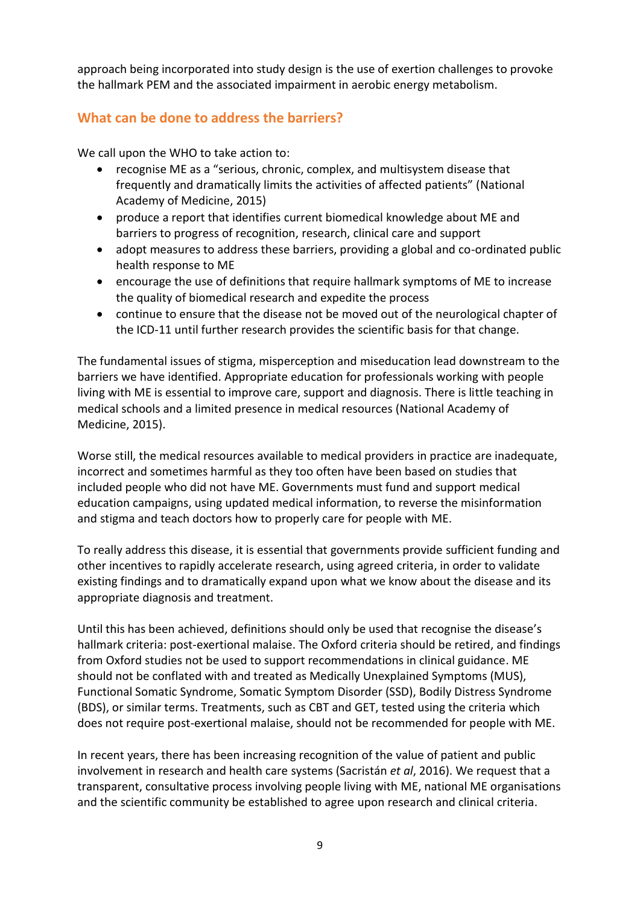approach being incorporated into study design is the use of exertion challenges to provoke the hallmark PEM and the associated impairment in aerobic energy metabolism.

## What can be done to address the barriers?

We call upon the WHO to take action to:

- recognise ME as a "serious, chronic, complex, and multisystem disease that frequently and dramatically limits the activities of affected patients" (National Academy of Medicine, 2015)
- produce a report that identifies current biomedical knowledge about ME and barriers to progress of recognition, research, clinical care and support
- adopt measures to address these barriers, providing a global and co-ordinated public health response to ME
- encourage the use of definitions that require hallmark symptoms of ME to increase the quality of biomedical research and expedite the process
- continue to ensure that the disease not be moved out of the neurological chapter of the ICD-11 until further research provides the scientific basis for that change.

The fundamental issues of stigma, misperception and miseducation lead downstream to the barriers we have identified. Appropriate education for professionals working with people living with ME is essential to improve care, support and diagnosis. There is little teaching in medical schools and a limited presence in medical resources (National Academy of Medicine, 2015).

Worse still, the medical resources available to medical providers in practice are inadequate, incorrect and sometimes harmful as they too often have been based on studies that included people who did not have ME. Governments must fund and support medical education campaigns, using updated medical information, to reverse the misinformation and stigma and teach doctors how to properly care for people with ME.

To really address this disease, it is essential that governments provide sufficient funding and other incentives to rapidly accelerate research, using agreed criteria, in order to validate existing findings and to dramatically expand upon what we know about the disease and its appropriate diagnosis and treatment.

Until this has been achieved, definitions should only be used that recognise the disease's hallmark criteria: post-exertional malaise. The Oxford criteria should be retired, and findings from Oxford studies not be used to support recommendations in clinical guidance. ME should not be conflated with and treated as Medically Unexplained Symptoms (MUS), Functional Somatic Syndrome, Somatic Symptom Disorder (SSD), Bodily Distress Syndrome (BDS), or similar terms. Treatments, such as CBT and GET, tested using the criteria which does not require post-exertional malaise, should not be recommended for people with ME.

In recent years, there has been increasing recognition of the value of patient and public involvement in research and health care systems (Sacristán *et al*, 2016). We request that a transparent, consultative process involving people living with ME, national ME organisations and the scientific community be established to agree upon research and clinical criteria.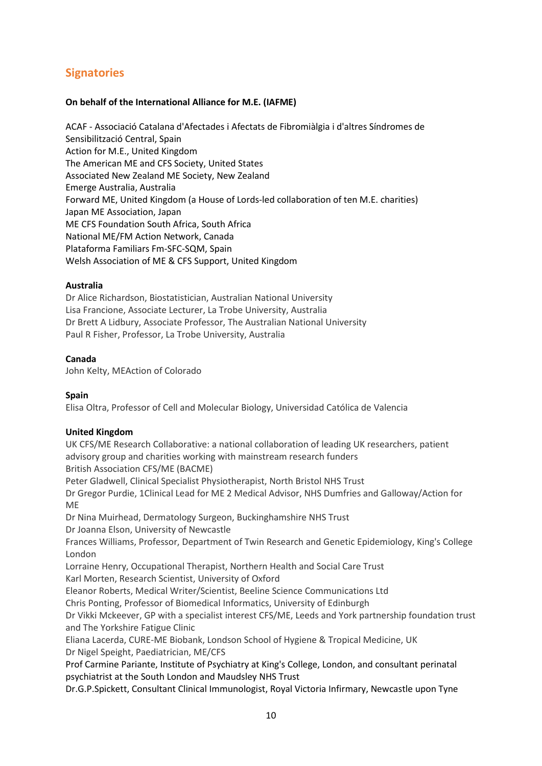## Signatories

**On behalf of the International Alliance for M.E. (IAFME)**

ACAF - Associació Catalana d'Afectades i Afectats de Fibromiàlgia i d'altres Síndromes de Sensibilització Central, Spain
Action for M.E., United Kingdom
The American ME and CFS Society, United States
Associated New Zealand ME Society, New Zealand
Emerge Australia, Australia
Forward ME, United Kingdom (a House of Lords-led collaboration of ten M.E. charities)
Japan ME Association, Japan
ME CFS Foundation South Africa, South Africa
National ME/FM Action Network, Canada
Plataforma Familiars Fm-SFC-SQM, Spain
Welsh Association of ME & CFS Support, United Kingdom

**Australia**
Dr Alice Richardson, Biostatistician, Australian National University
Lisa Francione, Associate Lecturer, La Trobe University, Australia
Dr Brett A Lidbury, Associate Professor, The Australian National University
Paul R Fisher, Professor, La Trobe University, Australia

**Canada**
John Kelty, MEAction of Colorado

**Spain**
Elisa Oltra, Professor of Cell and Molecular Biology, Universidad Católica de Valencia

**United Kingdom**
UK CFS/ME Research Collaborative: a national collaboration of leading UK researchers, patient advisory group and charities working with mainstream research funders
British Association CFS/ME (BACME)
Peter Gladwell, Clinical Specialist Physiotherapist, North Bristol NHS Trust
Dr Gregor Purdie, 1Clinical Lead for ME 2 Medical Advisor, NHS Dumfries and Galloway/Action for ME
Dr Nina Muirhead, Dermatology Surgeon, Buckinghamshire NHS Trust
Dr Joanna Elson, University of Newcastle
Frances Williams, Professor, Department of Twin Research and Genetic Epidemiology, King's College London
Lorraine Henry, Occupational Therapist, Northern Health and Social Care Trust
Karl Morten, Research Scientist, University of Oxford
Eleanor Roberts, Medical Writer/Scientist, Beeline Science Communications Ltd
Chris Ponting, Professor of Biomedical Informatics, University of Edinburgh
Dr Vikki Mckeever, GP with a specialist interest CFS/ME, Leeds and York partnership foundation trust and The Yorkshire Fatigue Clinic
Eliana Lacerda, CURE-ME Biobank, Londson School of Hygiene & Tropical Medicine, UK
Dr Nigel Speight, Paediatrician, ME/CFS
Prof Carmine Pariante, Institute of Psychiatry at King's College, London, and consultant perinatal psychiatrist at the South London and Maudsley NHS Trust
Dr.G.P.Spickett, Consultant Clinical Immunologist, Royal Victoria Infirmary, Newcastle upon Tyne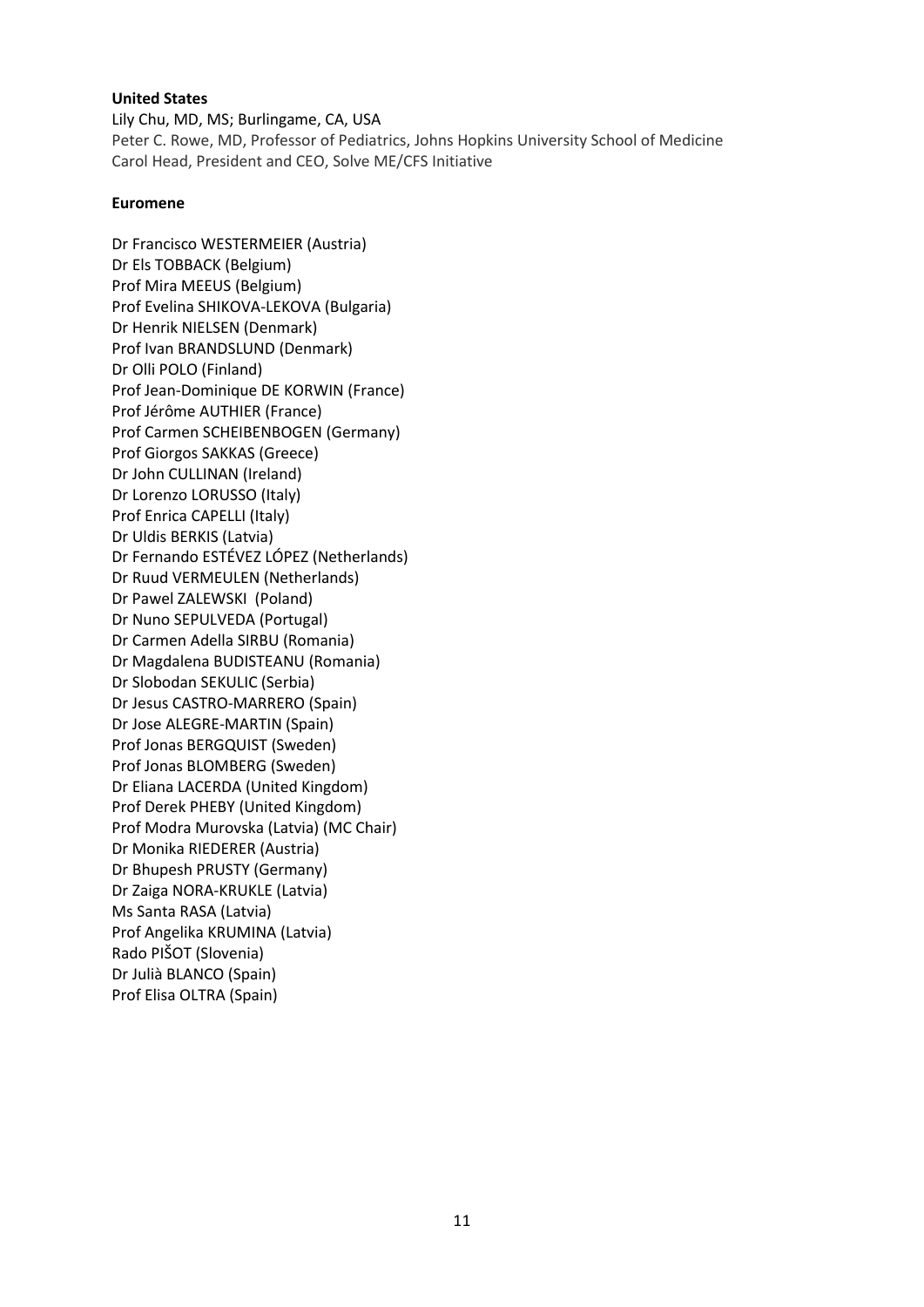**United States**

Lily Chu, MD, MS; Burlingame, CA, USA
Peter C. Rowe, MD, Professor of Pediatrics, Johns Hopkins University School of Medicine
Carol Head, President and CEO, Solve ME/CFS Initiative

**Euromene**

Dr Francisco WESTERMEIER (Austria)
Dr Els TOBBACK (Belgium)
Prof Mira MEEUS (Belgium)
Prof Evelina SHIKOVA-LEKOVA (Bulgaria)
Dr Henrik NIELSEN (Denmark)
Prof Ivan BRANDSLUND (Denmark)
Dr Olli POLO (Finland)
Prof Jean-Dominique DE KORWIN (France)
Prof Jérôme AUTHIER (France)
Prof Carmen SCHEIBENBOGEN (Germany)
Prof Giorgos SAKKAS (Greece)
Dr John CULLINAN (Ireland)
Dr Lorenzo LORUSSO (Italy)
Prof Enrica CAPELLI (Italy)
Dr Uldis BERKIS (Latvia)
Dr Fernando ESTÉVEZ LÓPEZ (Netherlands)
Dr Ruud VERMEULEN (Netherlands)
Dr Pawel ZALEWSKI (Poland)
Dr Nuno SEPULVEDA (Portugal)
Dr Carmen Adella SIRBU (Romania)
Dr Magdalena BUDISTEANU (Romania)
Dr Slobodan SEKULIC (Serbia)
Dr Jesus CASTRO-MARRERO (Spain)
Dr Jose ALEGRE-MARTIN (Spain)
Prof Jonas BERGQUIST (Sweden)
Prof Jonas BLOMBERG (Sweden)
Dr Eliana LACERDA (United Kingdom)
Prof Derek PHEBY (United Kingdom)
Prof Modra Murovska (Latvia) (MC Chair)
Dr Monika RIEDERER (Austria)
Dr Bhupesh PRUSTY (Germany)
Dr Zaiga NORA-KRUKLE (Latvia)
Ms Santa RASA (Latvia)
Prof Angelika KRUMINA (Latvia)
Rado PIŠOT (Slovenia)
Dr Julià BLANCO (Spain)
Prof Elisa OLTRA (Spain)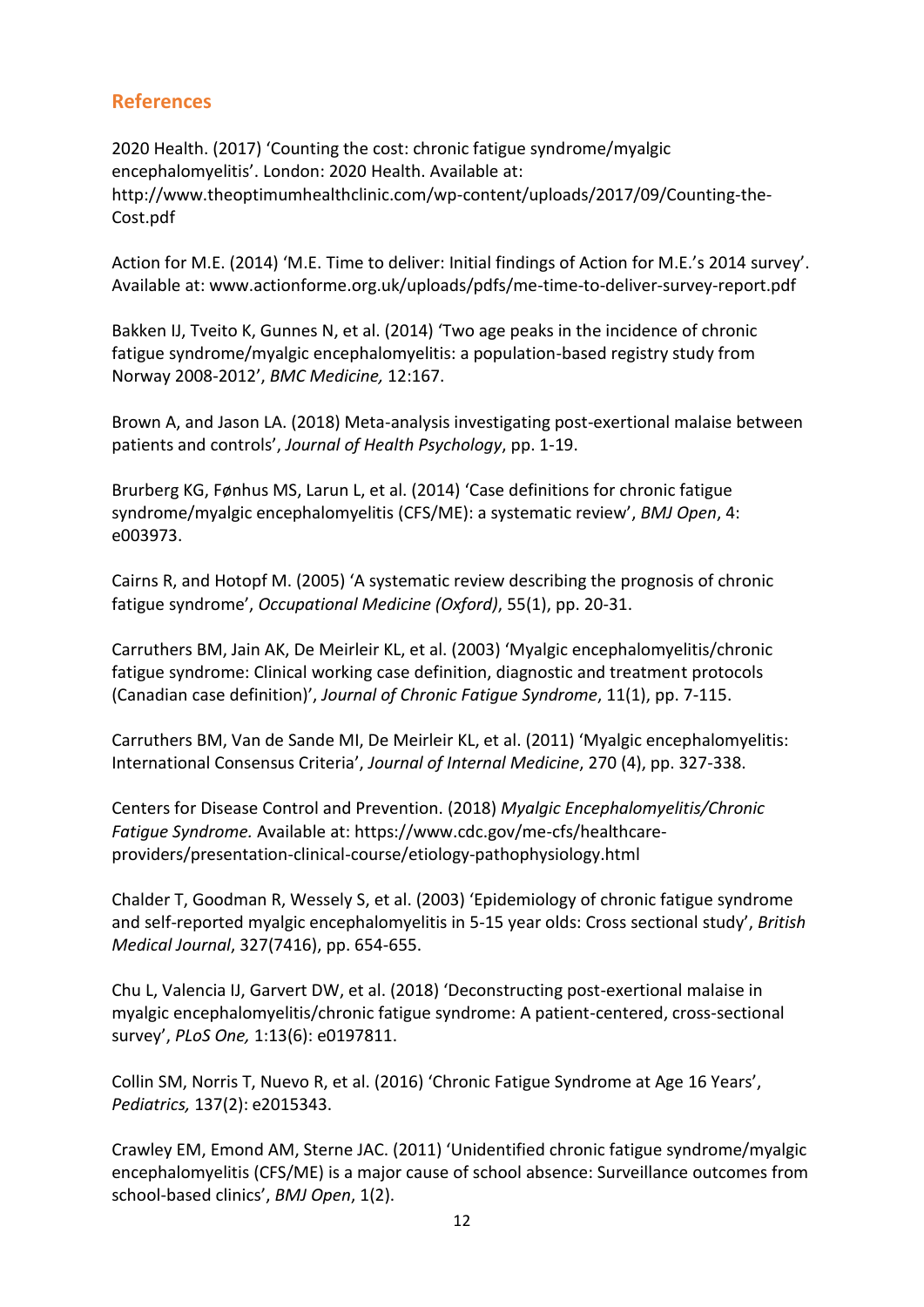## References

2020 Health. (2017) 'Counting the cost: chronic fatigue syndrome/myalgic encephalomyelitis'. London: 2020 Health. Available at: http://www.theoptimumhealthclinic.com/wp-content/uploads/2017/09/Counting-the-Cost.pdf

Action for M.E. (2014) 'M.E. Time to deliver: Initial findings of Action for M.E.'s 2014 survey'. Available at: www.actionforme.org.uk/uploads/pdfs/me-time-to-deliver-survey-report.pdf

Bakken IJ, Tveito K, Gunnes N, et al. (2014) 'Two age peaks in the incidence of chronic fatigue syndrome/myalgic encephalomyelitis: a population-based registry study from Norway 2008-2012', *BMC Medicine,* 12:167.

Brown A, and Jason LA. (2018) Meta-analysis investigating post-exertional malaise between patients and controls', *Journal of Health Psychology*, pp. 1-19.

Brurberg KG, Fønhus MS, Larun L, et al. (2014) 'Case definitions for chronic fatigue syndrome/myalgic encephalomyelitis (CFS/ME): a systematic review', *BMJ Open*, 4: e003973.

Cairns R, and Hotopf M. (2005) 'A systematic review describing the prognosis of chronic fatigue syndrome', *Occupational Medicine (Oxford)*, 55(1), pp. 20-31.

Carruthers BM, Jain AK, De Meirleir KL, et al. (2003) 'Myalgic encephalomyelitis/chronic fatigue syndrome: Clinical working case definition, diagnostic and treatment protocols (Canadian case definition)', *Journal of Chronic Fatigue Syndrome*, 11(1), pp. 7-115.

Carruthers BM, Van de Sande MI, De Meirleir KL, et al. (2011) 'Myalgic encephalomyelitis: International Consensus Criteria', *Journal of Internal Medicine*, 270 (4), pp. 327-338.

Centers for Disease Control and Prevention. (2018) *Myalgic Encephalomyelitis/Chronic Fatigue Syndrome.* Available at: https://www.cdc.gov/me-cfs/healthcare-providers/presentation-clinical-course/etiology-pathophysiology.html

Chalder T, Goodman R, Wessely S, et al. (2003) 'Epidemiology of chronic fatigue syndrome and self-reported myalgic encephalomyelitis in 5-15 year olds: Cross sectional study', *British Medical Journal*, 327(7416), pp. 654-655.

Chu L, Valencia IJ, Garvert DW, et al. (2018) 'Deconstructing post-exertional malaise in myalgic encephalomyelitis/chronic fatigue syndrome: A patient-centered, cross-sectional survey', *PLoS One,* 1:13(6): e0197811.

Collin SM, Norris T, Nuevo R, et al. (2016) 'Chronic Fatigue Syndrome at Age 16 Years', *Pediatrics,* 137(2): e2015343.

Crawley EM, Emond AM, Sterne JAC. (2011) 'Unidentified chronic fatigue syndrome/myalgic encephalomyelitis (CFS/ME) is a major cause of school absence: Surveillance outcomes from school-based clinics', *BMJ Open*, 1(2).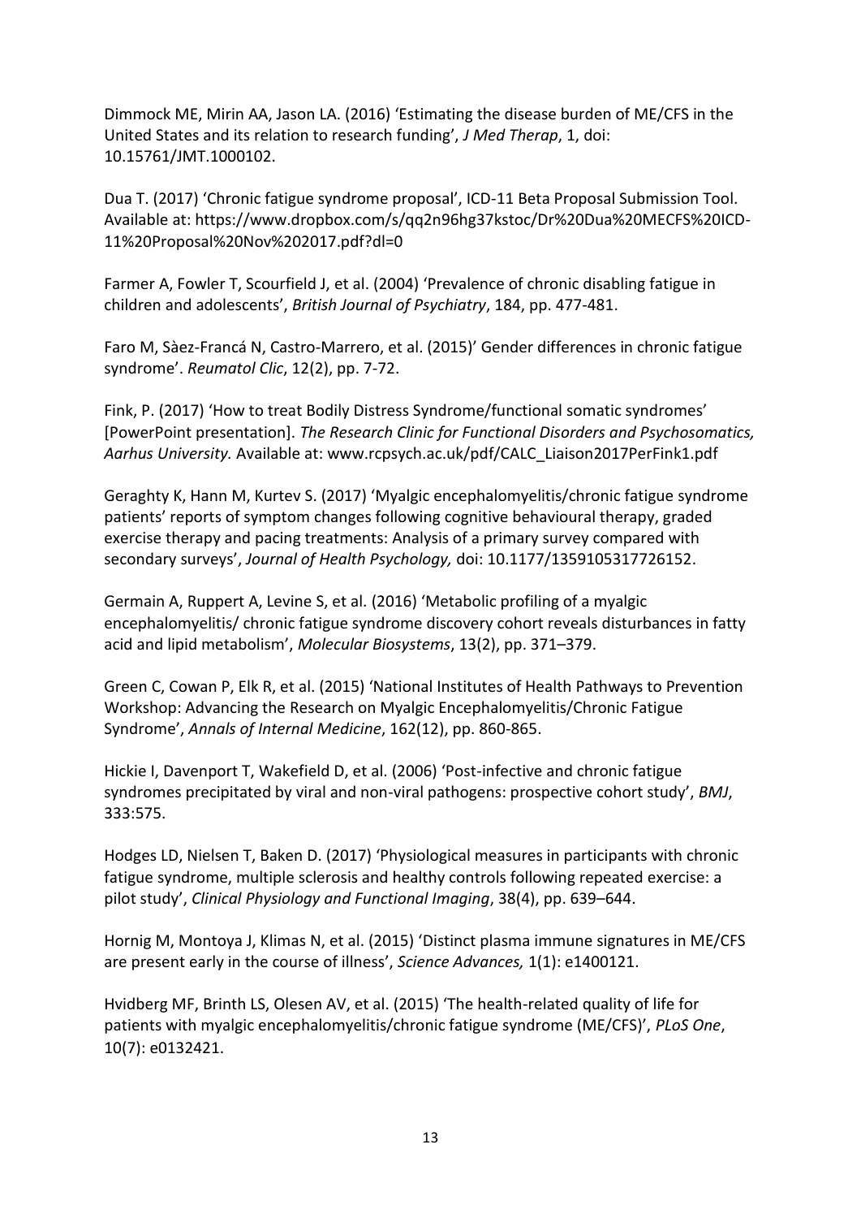Dimmock ME, Mirin AA, Jason LA. (2016) 'Estimating the disease burden of ME/CFS in the United States and its relation to research funding', *J Med Therap*, 1, doi: 10.15761/JMT.1000102.

Dua T. (2017) 'Chronic fatigue syndrome proposal', ICD-11 Beta Proposal Submission Tool. Available at: https://www.dropbox.com/s/qq2n96hg37kstoc/Dr%20Dua%20MECFS%20ICD-11%20Proposal%20Nov%202017.pdf?dl=0

Farmer A, Fowler T, Scourfield J, et al. (2004) 'Prevalence of chronic disabling fatigue in children and adolescents', *British Journal of Psychiatry*, 184, pp. 477-481.

Faro M, Sàez-Francá N, Castro-Marrero, et al. (2015)' Gender differences in chronic fatigue syndrome'. *Reumatol Clic*, 12(2), pp. 7-72.

Fink, P. (2017) 'How to treat Bodily Distress Syndrome/functional somatic syndromes' [PowerPoint presentation]. *The Research Clinic for Functional Disorders and Psychosomatics, Aarhus University.* Available at: www.rcpsych.ac.uk/pdf/CALC_Liaison2017PerFink1.pdf

Geraghty K, Hann M, Kurtev S. (2017) 'Myalgic encephalomyelitis/chronic fatigue syndrome patients' reports of symptom changes following cognitive behavioural therapy, graded exercise therapy and pacing treatments: Analysis of a primary survey compared with secondary surveys', *Journal of Health Psychology,* doi: 10.1177/1359105317726152.

Germain A, Ruppert A, Levine S, et al. (2016) 'Metabolic profiling of a myalgic encephalomyelitis/ chronic fatigue syndrome discovery cohort reveals disturbances in fatty acid and lipid metabolism', *Molecular Biosystems*, 13(2), pp. 371–379.

Green C, Cowan P, Elk R, et al. (2015) 'National Institutes of Health Pathways to Prevention Workshop: Advancing the Research on Myalgic Encephalomyelitis/Chronic Fatigue Syndrome', *Annals of Internal Medicine*, 162(12), pp. 860-865.

Hickie I, Davenport T, Wakefield D, et al. (2006) 'Post-infective and chronic fatigue syndromes precipitated by viral and non-viral pathogens: prospective cohort study', *BMJ*, 333:575.

Hodges LD, Nielsen T, Baken D. (2017) 'Physiological measures in participants with chronic fatigue syndrome, multiple sclerosis and healthy controls following repeated exercise: a pilot study', *Clinical Physiology and Functional Imaging*, 38(4), pp. 639–644.

Hornig M, Montoya J, Klimas N, et al. (2015) 'Distinct plasma immune signatures in ME/CFS are present early in the course of illness', *Science Advances,* 1(1): e1400121.

Hvidberg MF, Brinth LS, Olesen AV, et al. (2015) 'The health-related quality of life for patients with myalgic encephalomyelitis/chronic fatigue syndrome (ME/CFS)', *PLoS One*, 10(7): e0132421.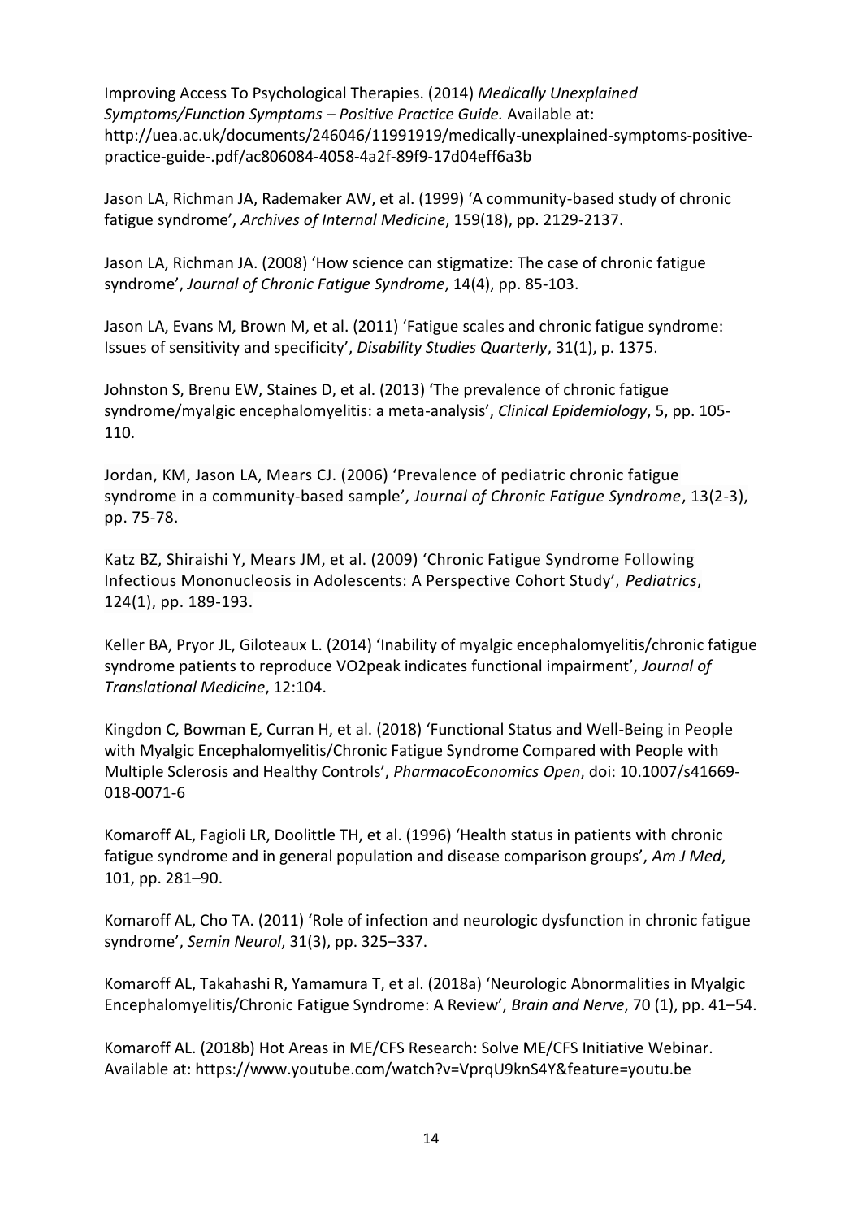Improving Access To Psychological Therapies. (2014) *Medically Unexplained Symptoms/Function Symptoms – Positive Practice Guide.* Available at: http://uea.ac.uk/documents/246046/11991919/medically-unexplained-symptoms-positive-practice-guide-.pdf/ac806084-4058-4a2f-89f9-17d04eff6a3b

Jason LA, Richman JA, Rademaker AW, et al. (1999) 'A community-based study of chronic fatigue syndrome', *Archives of Internal Medicine*, 159(18), pp. 2129-2137.

Jason LA, Richman JA. (2008) 'How science can stigmatize: The case of chronic fatigue syndrome', *Journal of Chronic Fatigue Syndrome*, 14(4), pp. 85-103.

Jason LA, Evans M, Brown M, et al. (2011) 'Fatigue scales and chronic fatigue syndrome: Issues of sensitivity and specificity', *Disability Studies Quarterly*, 31(1), p. 1375.

Johnston S, Brenu EW, Staines D, et al. (2013) 'The prevalence of chronic fatigue syndrome/myalgic encephalomyelitis: a meta-analysis', *Clinical Epidemiology*, 5, pp. 105-110.

Jordan, KM, Jason LA, Mears CJ. (2006) 'Prevalence of pediatric chronic fatigue syndrome in a community-based sample', *Journal of Chronic Fatigue Syndrome*, 13(2-3), pp. 75-78.

Katz BZ, Shiraishi Y, Mears JM, et al. (2009) 'Chronic Fatigue Syndrome Following Infectious Mononucleosis in Adolescents: A Perspective Cohort Study', *Pediatrics*, 124(1), pp. 189-193.

Keller BA, Pryor JL, Giloteaux L. (2014) 'Inability of myalgic encephalomyelitis/chronic fatigue syndrome patients to reproduce VO2peak indicates functional impairment', *Journal of Translational Medicine*, 12:104.

Kingdon C, Bowman E, Curran H, et al. (2018) 'Functional Status and Well-Being in People with Myalgic Encephalomyelitis/Chronic Fatigue Syndrome Compared with People with Multiple Sclerosis and Healthy Controls', *PharmacoEconomics Open*, doi: 10.1007/s41669-018-0071-6

Komaroff AL, Fagioli LR, Doolittle TH, et al. (1996) 'Health status in patients with chronic fatigue syndrome and in general population and disease comparison groups', *Am J Med*, 101, pp. 281–90.

Komaroff AL, Cho TA. (2011) 'Role of infection and neurologic dysfunction in chronic fatigue syndrome', *Semin Neurol*, 31(3), pp. 325–337.

Komaroff AL, Takahashi R, Yamamura T, et al. (2018a) 'Neurologic Abnormalities in Myalgic Encephalomyelitis/Chronic Fatigue Syndrome: A Review', *Brain and Nerve*, 70 (1), pp. 41–54.

Komaroff AL. (2018b) Hot Areas in ME/CFS Research: Solve ME/CFS Initiative Webinar. Available at: https://www.youtube.com/watch?v=VprqU9knS4Y&feature=youtu.be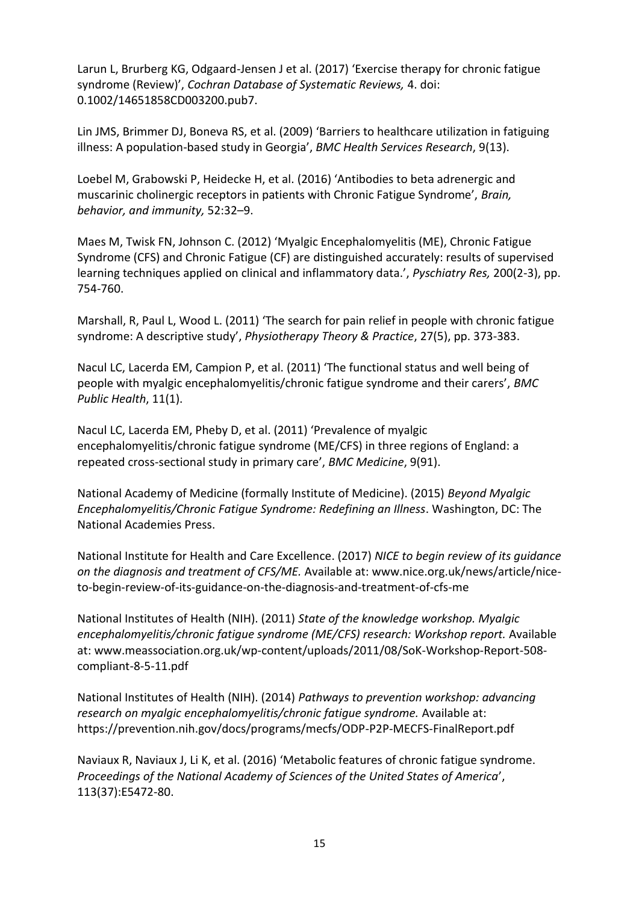Larun L, Brurberg KG, Odgaard-Jensen J et al. (2017) 'Exercise therapy for chronic fatigue syndrome (Review)', *Cochran Database of Systematic Reviews,* 4. doi: 0.1002/14651858CD003200.pub7.

Lin JMS, Brimmer DJ, Boneva RS, et al. (2009) 'Barriers to healthcare utilization in fatiguing illness: A population-based study in Georgia', *BMC Health Services Research*, 9(13).

Loebel M, Grabowski P, Heidecke H, et al. (2016) 'Antibodies to beta adrenergic and muscarinic cholinergic receptors in patients with Chronic Fatigue Syndrome', *Brain, behavior, and immunity,* 52:32–9.

Maes M, Twisk FN, Johnson C. (2012) 'Myalgic Encephalomyelitis (ME), Chronic Fatigue Syndrome (CFS) and Chronic Fatigue (CF) are distinguished accurately: results of supervised learning techniques applied on clinical and inflammatory data.', *Pyschiatry Res,* 200(2-3), pp. 754-760.

Marshall, R, Paul L, Wood L. (2011) 'The search for pain relief in people with chronic fatigue syndrome: A descriptive study', *Physiotherapy Theory & Practice*, 27(5), pp. 373-383.

Nacul LC, Lacerda EM, Campion P, et al. (2011) 'The functional status and well being of people with myalgic encephalomyelitis/chronic fatigue syndrome and their carers', *BMC Public Health*, 11(1).

Nacul LC, Lacerda EM, Pheby D, et al. (2011) 'Prevalence of myalgic encephalomyelitis/chronic fatigue syndrome (ME/CFS) in three regions of England: a repeated cross-sectional study in primary care', *BMC Medicine*, 9(91).

National Academy of Medicine (formally Institute of Medicine). (2015) *Beyond Myalgic Encephalomyelitis/Chronic Fatigue Syndrome: Redefining an Illness*. Washington, DC: The National Academies Press.

National Institute for Health and Care Excellence. (2017) *NICE to begin review of its guidance on the diagnosis and treatment of CFS/ME.* Available at: www.nice.org.uk/news/article/nice-to-begin-review-of-its-guidance-on-the-diagnosis-and-treatment-of-cfs-me

National Institutes of Health (NIH). (2011) *State of the knowledge workshop. Myalgic encephalomyelitis/chronic fatigue syndrome (ME/CFS) research: Workshop report.* Available at: www.meassociation.org.uk/wp-content/uploads/2011/08/SoK-Workshop-Report-508-compliant-8-5-11.pdf

National Institutes of Health (NIH). (2014) *Pathways to prevention workshop: advancing research on myalgic encephalomyelitis/chronic fatigue syndrome.* Available at: https://prevention.nih.gov/docs/programs/mecfs/ODP-P2P-MECFS-FinalReport.pdf

Naviaux R, Naviaux J, Li K, et al. (2016) 'Metabolic features of chronic fatigue syndrome. *Proceedings of the National Academy of Sciences of the United States of America*', 113(37):E5472-80.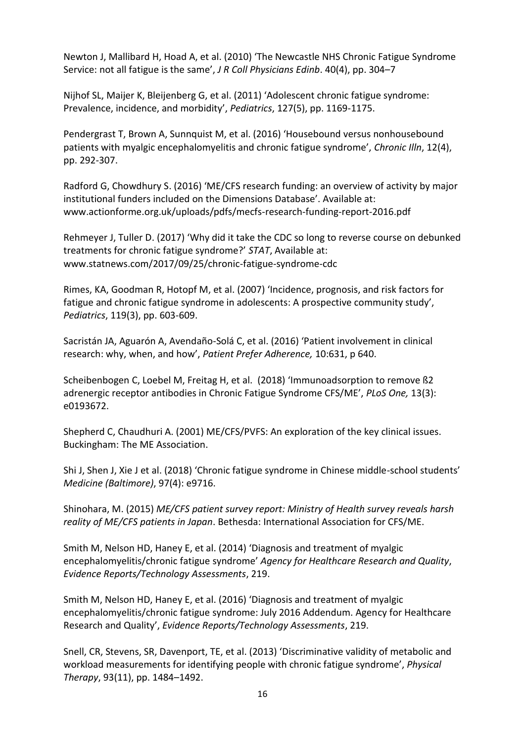Newton J, Mallibard H, Hoad A, et al. (2010) 'The Newcastle NHS Chronic Fatigue Syndrome Service: not all fatigue is the same', *J R Coll Physicians Edinb*. 40(4), pp. 304–7

Nijhof SL, Maijer K, Bleijenberg G, et al. (2011) 'Adolescent chronic fatigue syndrome: Prevalence, incidence, and morbidity', *Pediatrics*, 127(5), pp. 1169-1175.

Pendergrast T, Brown A, Sunnquist M, et al. (2016) 'Housebound versus nonhousebound patients with myalgic encephalomyelitis and chronic fatigue syndrome', *Chronic Illn*, 12(4), pp. 292-307.

Radford G, Chowdhury S. (2016) 'ME/CFS research funding: an overview of activity by major institutional funders included on the Dimensions Database'. Available at: www.actionforme.org.uk/uploads/pdfs/mecfs-research-funding-report-2016.pdf

Rehmeyer J, Tuller D. (2017) 'Why did it take the CDC so long to reverse course on debunked treatments for chronic fatigue syndrome?' *STAT*, Available at: www.statnews.com/2017/09/25/chronic-fatigue-syndrome-cdc

Rimes, KA, Goodman R, Hotopf M, et al. (2007) 'Incidence, prognosis, and risk factors for fatigue and chronic fatigue syndrome in adolescents: A prospective community study', *Pediatrics*, 119(3), pp. 603-609.

Sacristán JA, Aguarón A, Avendaño-Solá C, et al. (2016) 'Patient involvement in clinical research: why, when, and how', *Patient Prefer Adherence,* 10:631, p 640.

Scheibenbogen C, Loebel M, Freitag H, et al. (2018) 'Immunoadsorption to remove ß2 adrenergic receptor antibodies in Chronic Fatigue Syndrome CFS/ME', *PLoS One,* 13(3): e0193672.

Shepherd C, Chaudhuri A. (2001) ME/CFS/PVFS: An exploration of the key clinical issues. Buckingham: The ME Association.

Shi J, Shen J, Xie J et al. (2018) 'Chronic fatigue syndrome in Chinese middle-school students' *Medicine (Baltimore)*, 97(4): e9716.

Shinohara, M. (2015) *ME/CFS patient survey report: Ministry of Health survey reveals harsh reality of ME/CFS patients in Japan*. Bethesda: International Association for CFS/ME.

Smith M, Nelson HD, Haney E, et al. (2014) 'Diagnosis and treatment of myalgic encephalomyelitis/chronic fatigue syndrome' *Agency for Healthcare Research and Quality*, *Evidence Reports/Technology Assessments*, 219.

Smith M, Nelson HD, Haney E, et al. (2016) 'Diagnosis and treatment of myalgic encephalomyelitis/chronic fatigue syndrome: July 2016 Addendum. Agency for Healthcare Research and Quality', *Evidence Reports/Technology Assessments*, 219.

Snell, CR, Stevens, SR, Davenport, TE, et al. (2013) 'Discriminative validity of metabolic and workload measurements for identifying people with chronic fatigue syndrome', *Physical Therapy*, 93(11), pp. 1484–1492.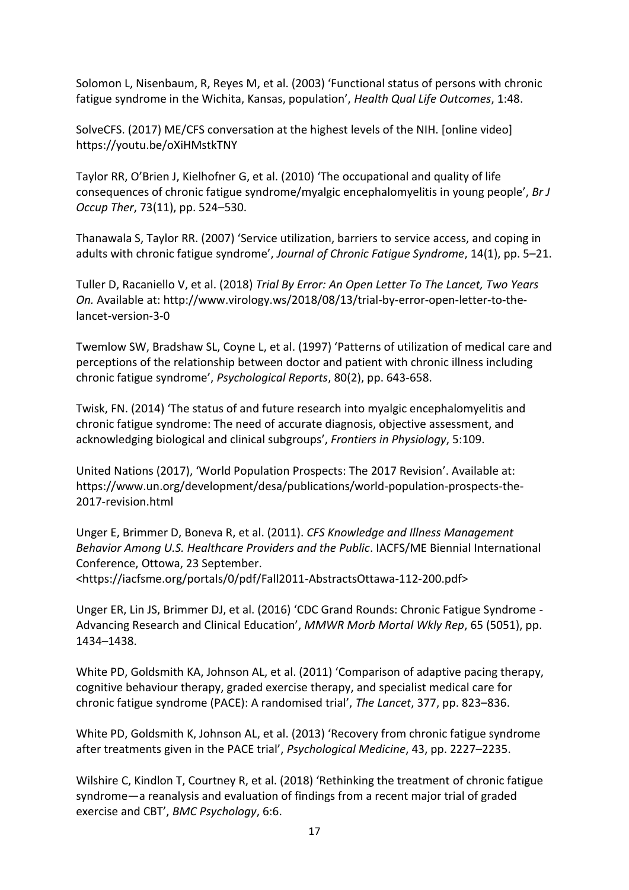Solomon L, Nisenbaum, R, Reyes M, et al. (2003) ‘Functional status of persons with chronic fatigue syndrome in the Wichita, Kansas, population’, *Health Qual Life Outcomes*, 1:48.

SolveCFS. (2017) ME/CFS conversation at the highest levels of the NIH. [online video] https://youtu.be/oXiHMstkTNY

Taylor RR, O’Brien J, Kielhofner G, et al. (2010) ‘The occupational and quality of life consequences of chronic fatigue syndrome/myalgic encephalomyelitis in young people’, *Br J Occup Ther*, 73(11), pp. 524–530.

Thanawala S, Taylor RR. (2007) ‘Service utilization, barriers to service access, and coping in adults with chronic fatigue syndrome’, *Journal of Chronic Fatigue Syndrome*, 14(1), pp. 5–21.

Tuller D, Racaniello V, et al. (2018) *Trial By Error: An Open Letter To The Lancet, Two Years On.* Available at: http://www.virology.ws/2018/08/13/trial-by-error-open-letter-to-the-lancet-version-3-0

Twemlow SW, Bradshaw SL, Coyne L, et al. (1997) ‘Patterns of utilization of medical care and perceptions of the relationship between doctor and patient with chronic illness including chronic fatigue syndrome’, *Psychological Reports*, 80(2), pp. 643-658.

Twisk, FN. (2014) ‘The status of and future research into myalgic encephalomyelitis and chronic fatigue syndrome: The need of accurate diagnosis, objective assessment, and acknowledging biological and clinical subgroups’, *Frontiers in Physiology*, 5:109.

United Nations (2017), ‘World Population Prospects: The 2017 Revision’. Available at: https://www.un.org/development/desa/publications/world-population-prospects-the-2017-revision.html

Unger E, Brimmer D, Boneva R, et al. (2011). *CFS Knowledge and Illness Management Behavior Among U.S. Healthcare Providers and the Public*. IACFS/ME Biennial International Conference, Ottowa, 23 September. <https://iacfsme.org/portals/0/pdf/Fall2011-AbstractsOttawa-112-200.pdf>

Unger ER, Lin JS, Brimmer DJ, et al. (2016) ‘CDC Grand Rounds: Chronic Fatigue Syndrome - Advancing Research and Clinical Education’, *MMWR Morb Mortal Wkly Rep*, 65 (5051), pp. 1434–1438.

White PD, Goldsmith KA, Johnson AL, et al. (2011) ‘Comparison of adaptive pacing therapy, cognitive behaviour therapy, graded exercise therapy, and specialist medical care for chronic fatigue syndrome (PACE): A randomised trial’, *The Lancet*, 377, pp. 823–836.

White PD, Goldsmith K, Johnson AL, et al. (2013) ‘Recovery from chronic fatigue syndrome after treatments given in the PACE trial’, *Psychological Medicine*, 43, pp. 2227–2235.

Wilshire C, Kindlon T, Courtney R, et al. (2018) ‘Rethinking the treatment of chronic fatigue syndrome—a reanalysis and evaluation of findings from a recent major trial of graded exercise and CBT’, *BMC Psychology*, 6:6.